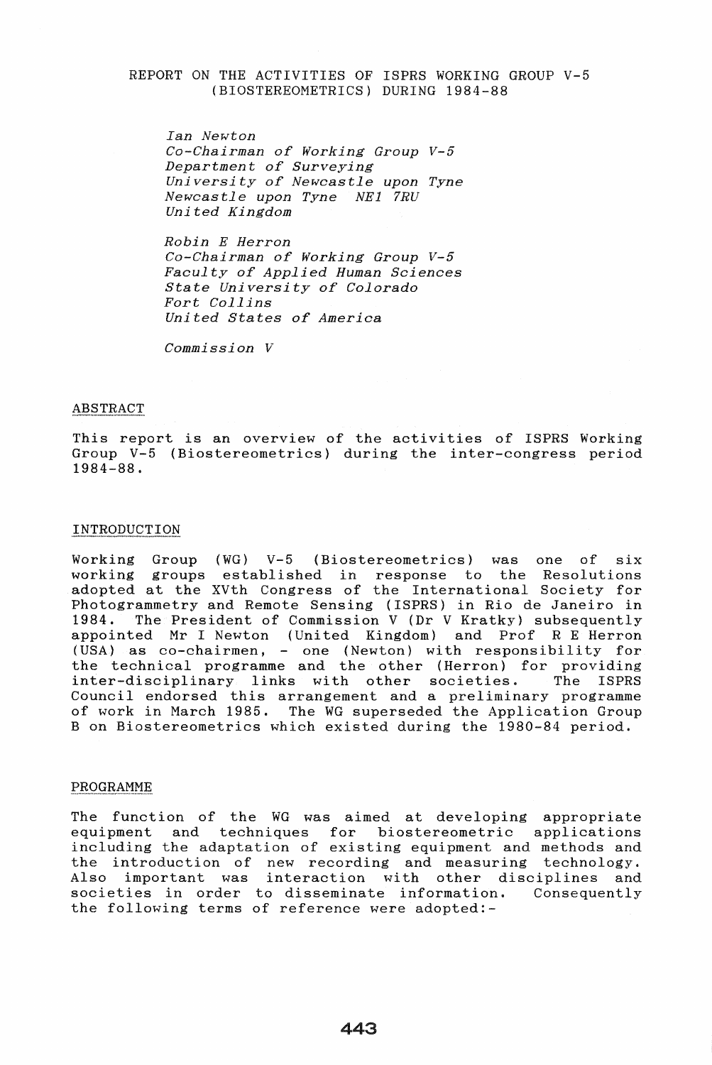# REPORT ON THE ACTIVITIES OF ISPRS WORKING GROUP V-5 (BIOSTEREOMETRICS) DURING 1984-88

*Ian Newton*
*Co-Chairman of Working Group V-5*
*Department of Surveying*
*University of Newcastle upon Tyne*
*Newcastle upon Tyne NE1 7RU*
*United Kingdom*

*Robin E Herron*
*Co-Chairman of Working Group V-5*
*Faculty of Applied Human Sciences*
*State University of Colorado*
*Fort Collins*
*United States of America*

*Commission V*

## ABSTRACT

This report is an overview of the activities of ISPRS Working Group V-5 (Biostereometrics) during the inter-congress period 1984-88.

## INTRODUCTION

Working Group (WG) V-5 (Biostereometrics) was one of six working groups established in response to the Resolutions adopted at the XVth Congress of the International Society for Photogrammetry and Remote Sensing (ISPRS) in Rio de Janeiro in 1984. The President of Commission V (Dr V Kratky) subsequently appointed Mr I Newton (United Kingdom) and Prof R E Herron (USA) as co-chairmen, - one (Newton) with responsibility for the technical programme and the other (Herron) for providing inter-disciplinary links with other societies. The ISPRS Council endorsed this arrangement and a preliminary programme of work in March 1985. The WG superseded the Application Group B on Biostereometrics which existed during the 1980-84 period.

## PROGRAMME

The function of the WG was aimed at developing appropriate equipment and techniques for biostereometric applications including the adaptation of existing equipment and methods and the introduction of new recording and measuring technology. Also important was interaction with other disciplines and societies in order to disseminate information. Consequently the following terms of reference were adopted:-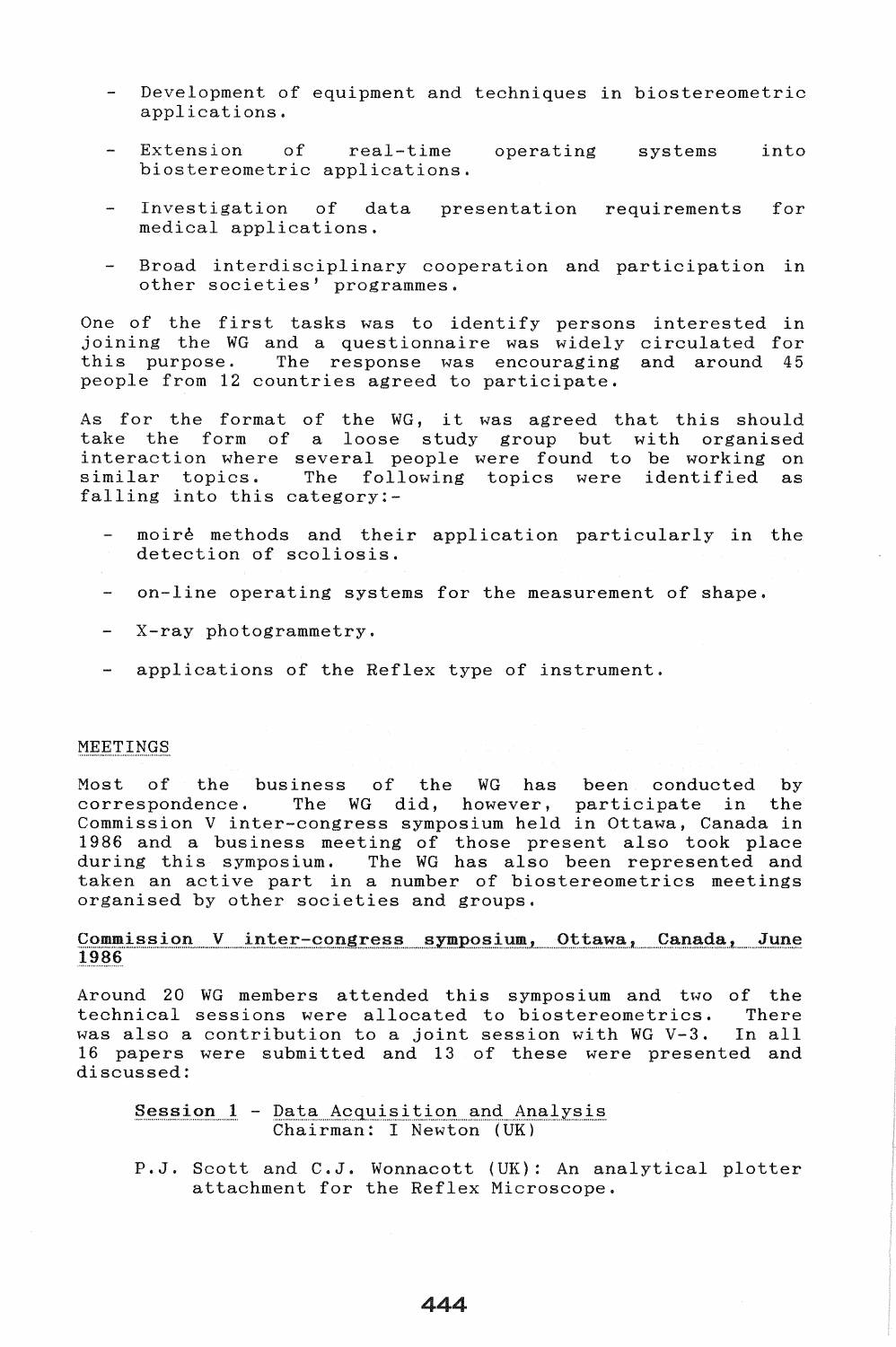- Development of equipment and techniques in biostereometric applications.

- Extension of real-time operating systems into biostereometric applications.

- Investigation of data presentation requirements for medical applications.

- Broad interdisciplinary cooperation and participation in other societies' programmes.

One of the first tasks was to identify persons interested in joining the WG and a questionnaire was widely circulated for this purpose. The response was encouraging and around 45 people from 12 countries agreed to participate.

As for the format of the WG, it was agreed that this should take the form of a loose study group but with organised interaction where several people were found to be working on similar topics. The following topics were identified as falling into this category:-

- moiré methods and their application particularly in the detection of scoliosis.

- on-line operating systems for the measurement of shape.

- X-ray photogrammetry.

- applications of the Reflex type of instrument.

## MEETINGS

Most of the business of the WG has been conducted by correspondence. The WG did, however, participate in the Commission V inter-congress symposium held in Ottawa, Canada in 1986 and a business meeting of those present also took place during this symposium. The WG has also been represented and taken an active part in a number of biostereometrics meetings organised by other societies and groups.

### Commission V inter-congress symposium, Ottawa, Canada, June 1986

Around 20 WG members attended this symposium and two of the technical sessions were allocated to biostereometrics. There was also a contribution to a joint session with WG V-3. In all 16 papers were submitted and 13 of these were presented and discussed:

**Session 1** - Data Acquisition and Analysis
Chairman: I Newton (UK)

P.J. Scott and C.J. Wonnacott (UK): An analytical plotter attachment for the Reflex Microscope.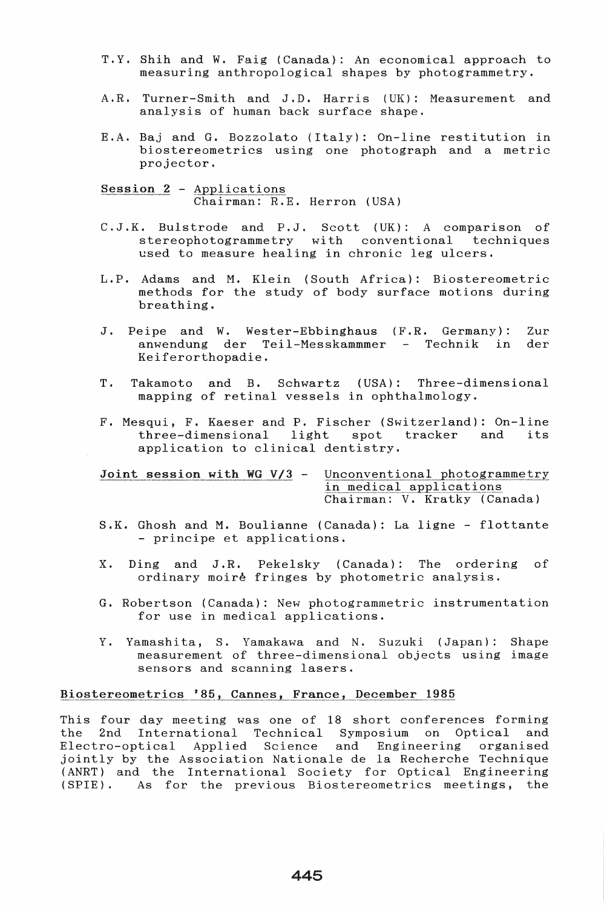T.Y. Shih and W. Faig (Canada): An economical approach to measuring anthropological shapes by photogrammetry.

A.R. Turner-Smith and J.D. Harris (UK): Measurement and analysis of human back surface shape.

E.A. Baj and G. Bozzolato (Italy): On-line restitution in biostereometrics using one photograph and a metric projector.

Session 2 - Applications
Chairman: R.E. Herron (USA)

C.J.K. Bulstrode and P.J. Scott (UK): A comparison of stereophotogrammetry with conventional techniques used to measure healing in chronic leg ulcers.

L.P. Adams and M. Klein (South Africa): Biostereometric methods for the study of body surface motions during breathing.

J. Peipe and W. Wester-Ebbinghaus (F.R. Germany): Zur anwendung der Teil-Messkammmer - Technik in der Keiferorthopadie.

T. Takamoto and B. Schwartz (USA): Three-dimensional mapping of retinal vessels in ophthalmology.

F. Mesqui, F. Kaeser and P. Fischer (Switzerland): On-line three-dimensional light spot tracker and its application to clinical dentistry.

Joint session with WG V/3 - Unconventional photogrammetry in medical applications
Chairman: V. Kratky (Canada)

S.K. Ghosh and M. Boulianne (Canada): La ligne - flottante - principe et applications.

X. Ding and J.R. Pekelsky (Canada): The ordering of ordinary moiré fringes by photometric analysis.

G. Robertson (Canada): New photogrammetric instrumentation for use in medical applications.

Y. Yamashita, S. Yamakawa and N. Suzuki (Japan): Shape measurement of three-dimensional objects using image sensors and scanning lasers.

Biostereometrics '85, Cannes, France, December 1985

This four day meeting was one of 18 short conferences forming the 2nd International Technical Symposium on Optical and Electro-optical Applied Science and Engineering organised jointly by the Association Nationale de la Recherche Technique (ANRT) and the International Society for Optical Engineering (SPIE). As for the previous Biostereometrics meetings, the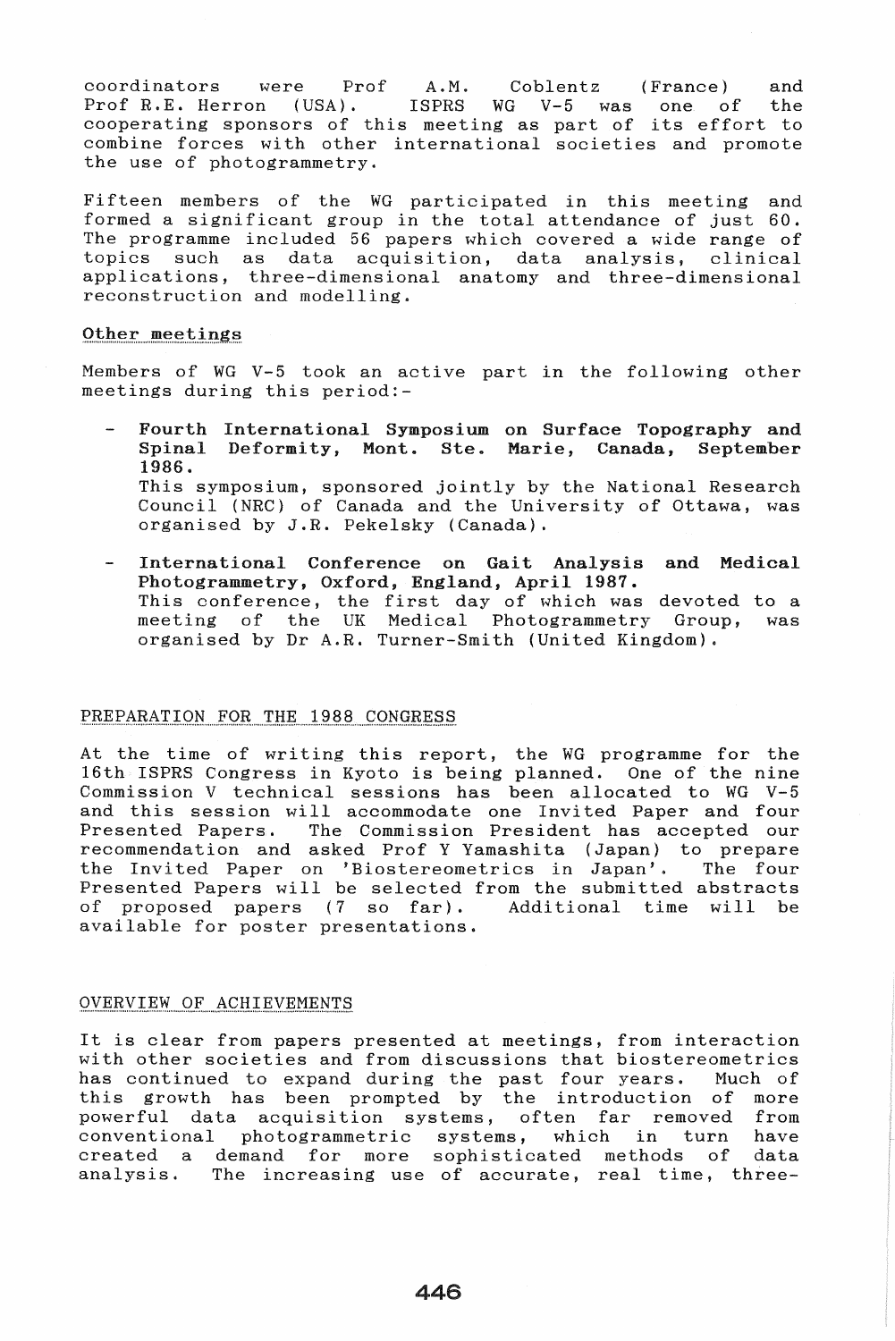coordinators were Prof A.M. Coblentz (France) and Prof R.E. Herron (USA). ISPRS WG V-5 was one of the cooperating sponsors of this meeting as part of its effort to combine forces with other international societies and promote the use of photogrammetry.

Fifteen members of the WG participated in this meeting and formed a significant group in the total attendance of just 60. The programme included 56 papers which covered a wide range of topics such as data acquisition, data analysis, clinical applications, three-dimensional anatomy and three-dimensional reconstruction and modelling.

### Other meetings

Members of WG V-5 took an active part in the following other meetings during this period:-

- **Fourth International Symposium on Surface Topography and Spinal Deformity, Mont. Ste. Marie, Canada, September 1986.**
  This symposium, sponsored jointly by the National Research Council (NRC) of Canada and the University of Ottawa, was organised by J.R. Pekelsky (Canada).

- **International Conference on Gait Analysis and Medical Photogrammetry, Oxford, England, April 1987.**
  This conference, the first day of which was devoted to a meeting of the UK Medical Photogrammetry Group, was organised by Dr A.R. Turner-Smith (United Kingdom).

## PREPARATION FOR THE 1988 CONGRESS

At the time of writing this report, the WG programme for the 16th ISPRS Congress in Kyoto is being planned. One of the nine Commission V technical sessions has been allocated to WG V-5 and this session will accommodate one Invited Paper and four Presented Papers. The Commission President has accepted our recommendation and asked Prof Y Yamashita (Japan) to prepare the Invited Paper on 'Biostereometrics in Japan'. The four Presented Papers will be selected from the submitted abstracts of proposed papers (7 so far). Additional time will be available for poster presentations.

## OVERVIEW OF ACHIEVEMENTS

It is clear from papers presented at meetings, from interaction with other societies and from discussions that biostereometrics has continued to expand during the past four years. Much of this growth has been prompted by the introduction of more powerful data acquisition systems, often far removed from conventional photogrammetric systems, which in turn have created a demand for more sophisticated methods of data analysis. The increasing use of accurate, real time, three-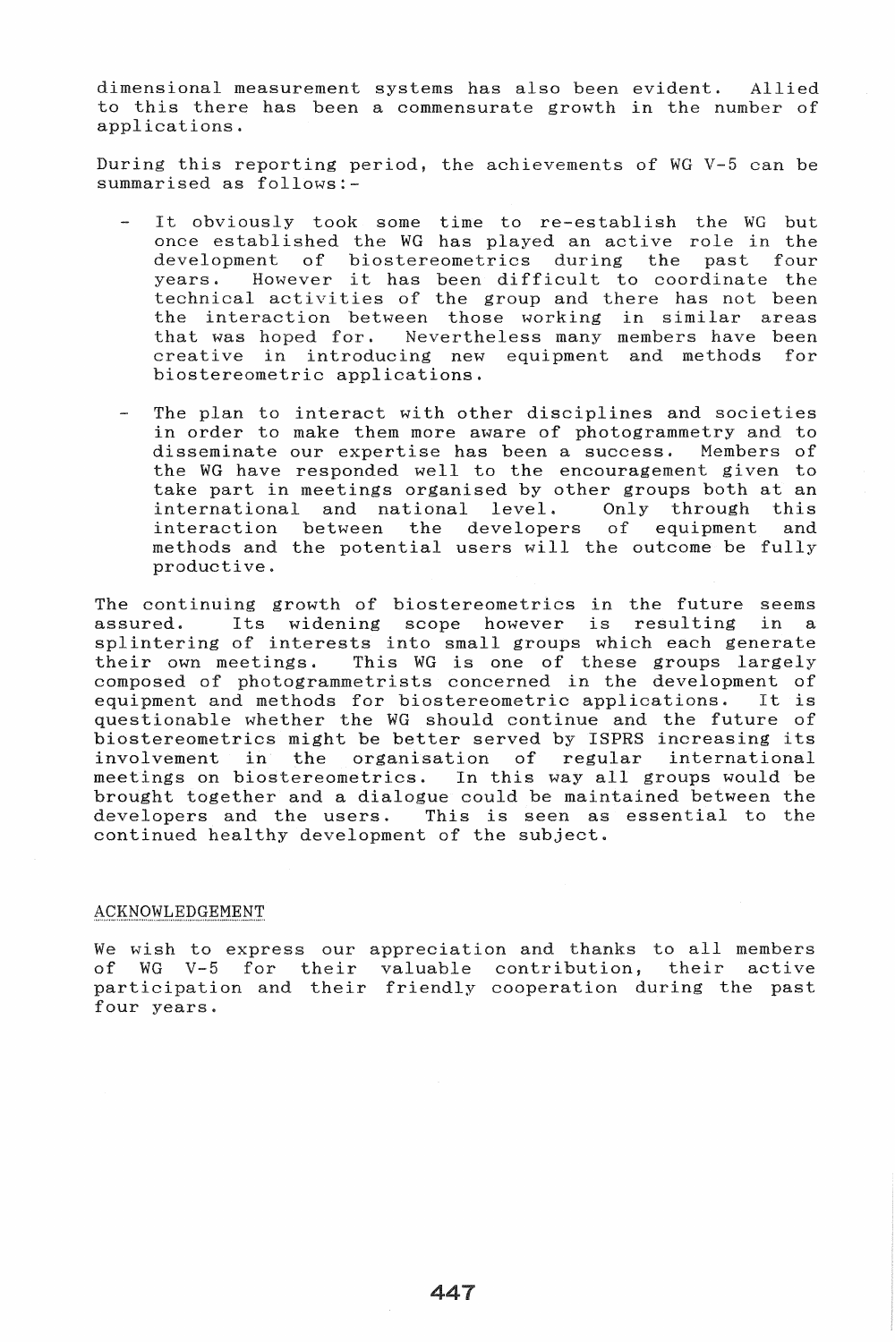dimensional measurement systems has also been evident. Allied to this there has been a commensurate growth in the number of applications.

During this reporting period, the achievements of WG V-5 can be summarised as follows:-

- It obviously took some time to re-establish the WG but once established the WG has played an active role in the development of biostereometrics during the past four years. However it has been difficult to coordinate the technical activities of the group and there has not been the interaction between those working in similar areas that was hoped for. Nevertheless many members have been creative in introducing new equipment and methods for biostereometric applications.

- The plan to interact with other disciplines and societies in order to make them more aware of photogrammetry and to disseminate our expertise has been a success. Members of the WG have responded well to the encouragement given to take part in meetings organised by other groups both at an international and national level. Only through this interaction between the developers of equipment and methods and the potential users will the outcome be fully productive.

The continuing growth of biostereometrics in the future seems assured. Its widening scope however is resulting in a splintering of interests into small groups which each generate their own meetings. This WG is one of these groups largely composed of photogrammetrists concerned in the development of equipment and methods for biostereometric applications. It is questionable whether the WG should continue and the future of biostereometrics might be better served by ISPRS increasing its involvement in the organisation of regular international meetings on biostereometrics. In this way all groups would be brought together and a dialogue could be maintained between the developers and the users. This is seen as essential to the continued healthy development of the subject.

## ACKNOWLEDGEMENT

We wish to express our appreciation and thanks to all members of WG V-5 for their valuable contribution, their active participation and their friendly cooperation during the past four years.